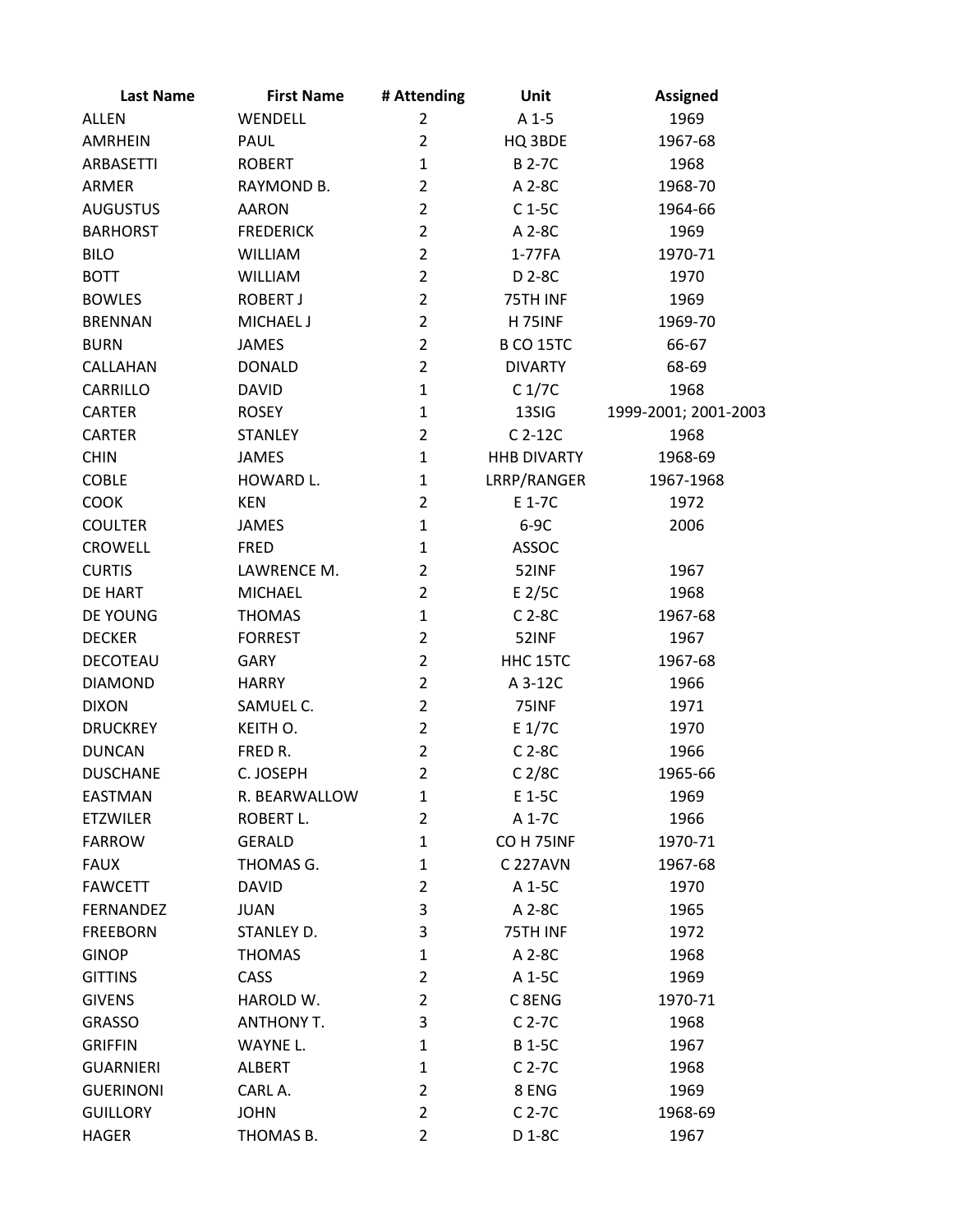| Last Name | First Name | # Attending | Unit | Assigned |
|---|---|---|---|---|
| ALLEN | WENDELL | 2 | A 1-5 | 1969 |
| AMRHEIN | PAUL | 2 | HQ 3BDE | 1967-68 |
| ARBASETTI | ROBERT | 1 | B 2-7C | 1968 |
| ARMER | RAYMOND B. | 2 | A 2-8C | 1968-70 |
| AUGUSTUS | AARON | 2 | C 1-5C | 1964-66 |
| BARHORST | FREDERICK | 2 | A 2-8C | 1969 |
| BILO | WILLIAM | 2 | 1-77FA | 1970-71 |
| BOTT | WILLIAM | 2 | D 2-8C | 1970 |
| BOWLES | ROBERT J | 2 | 75TH INF | 1969 |
| BRENNAN | MICHAEL J | 2 | H 75INF | 1969-70 |
| BURN | JAMES | 2 | B CO 15TC | 66-67 |
| CALLAHAN | DONALD | 2 | DIVARTY | 68-69 |
| CARRILLO | DAVID | 1 | C 1/7C | 1968 |
| CARTER | ROSEY | 1 | 13SIG | 1999-2001; 2001-2003 |
| CARTER | STANLEY | 2 | C 2-12C | 1968 |
| CHIN | JAMES | 1 | HHB DIVARTY | 1968-69 |
| COBLE | HOWARD L. | 1 | LRRP/RANGER | 1967-1968 |
| COOK | KEN | 2 | E 1-7C | 1972 |
| COULTER | JAMES | 1 | 6-9C | 2006 |
| CROWELL | FRED | 1 | ASSOC | |
| CURTIS | LAWRENCE M. | 2 | 52INF | 1967 |
| DE HART | MICHAEL | 2 | E 2/5C | 1968 |
| DE YOUNG | THOMAS | 1 | C 2-8C | 1967-68 |
| DECKER | FORREST | 2 | 52INF | 1967 |
| DECOTEAU | GARY | 2 | HHC 15TC | 1967-68 |
| DIAMOND | HARRY | 2 | A 3-12C | 1966 |
| DIXON | SAMUEL C. | 2 | 75INF | 1971 |
| DRUCKREY | KEITH O. | 2 | E 1/7C | 1970 |
| DUNCAN | FRED R. | 2 | C 2-8C | 1966 |
| DUSCHANE | C. JOSEPH | 2 | C 2/8C | 1965-66 |
| EASTMAN | R. BEARWALLOW | 1 | E 1-5C | 1969 |
| ETZWILER | ROBERT L. | 2 | A 1-7C | 1966 |
| FARROW | GERALD | 1 | CO H 75INF | 1970-71 |
| FAUX | THOMAS G. | 1 | C 227AVN | 1967-68 |
| FAWCETT | DAVID | 2 | A 1-5C | 1970 |
| FERNANDEZ | JUAN | 3 | A 2-8C | 1965 |
| FREEBORN | STANLEY D. | 3 | 75TH INF | 1972 |
| GINOP | THOMAS | 1 | A 2-8C | 1968 |
| GITTINS | CASS | 2 | A 1-5C | 1969 |
| GIVENS | HAROLD W. | 2 | C 8ENG | 1970-71 |
| GRASSO | ANTHONY T. | 3 | C 2-7C | 1968 |
| GRIFFIN | WAYNE L. | 1 | B 1-5C | 1967 |
| GUARNIERI | ALBERT | 1 | C 2-7C | 1968 |
| GUERINONI | CARL A. | 2 | 8 ENG | 1969 |
| GUILLORY | JOHN | 2 | C 2-7C | 1968-69 |
| HAGER | THOMAS B. | 2 | D 1-8C | 1967 |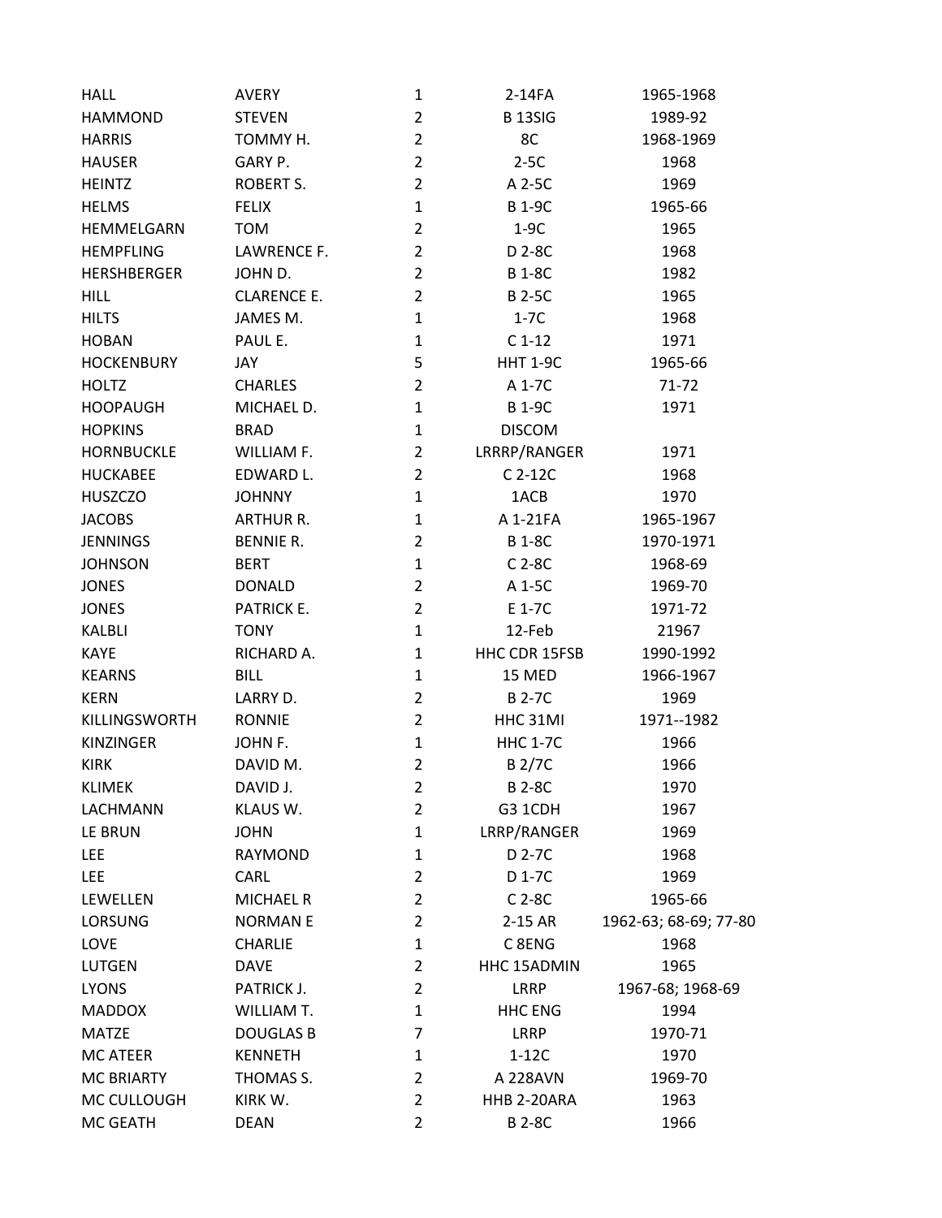| | | | | |
|---|---|---|---|---|
| HALL | AVERY | 1 | 2-14FA | 1965-1968 |
| HAMMOND | STEVEN | 2 | B 13SIG | 1989-92 |
| HARRIS | TOMMY H. | 2 | 8C | 1968-1969 |
| HAUSER | GARY P. | 2 | 2-5C | 1968 |
| HEINTZ | ROBERT S. | 2 | A 2-5C | 1969 |
| HELMS | FELIX | 1 | B 1-9C | 1965-66 |
| HEMMELGARN | TOM | 2 | 1-9C | 1965 |
| HEMPFLING | LAWRENCE F. | 2 | D 2-8C | 1968 |
| HERSHBERGER | JOHN D. | 2 | B 1-8C | 1982 |
| HILL | CLARENCE E. | 2 | B 2-5C | 1965 |
| HILTS | JAMES M. | 1 | 1-7C | 1968 |
| HOBAN | PAUL E. | 1 | C 1-12 | 1971 |
| HOCKENBURY | JAY | 5 | HHT 1-9C | 1965-66 |
| HOLTZ | CHARLES | 2 | A 1-7C | 71-72 |
| HOOPAUGH | MICHAEL D. | 1 | B 1-9C | 1971 |
| HOPKINS | BRAD | 1 | DISCOM | |
| HORNBUCKLE | WILLIAM F. | 2 | LRRRP/RANGER | 1971 |
| HUCKABEE | EDWARD L. | 2 | C 2-12C | 1968 |
| HUSZCZO | JOHNNY | 1 | 1ACB | 1970 |
| JACOBS | ARTHUR R. | 1 | A 1-21FA | 1965-1967 |
| JENNINGS | BENNIE R. | 2 | B 1-8C | 1970-1971 |
| JOHNSON | BERT | 1 | C 2-8C | 1968-69 |
| JONES | DONALD | 2 | A 1-5C | 1969-70 |
| JONES | PATRICK E. | 2 | E 1-7C | 1971-72 |
| KALBLI | TONY | 1 | 12-Feb | 21967 |
| KAYE | RICHARD A. | 1 | HHC CDR 15FSB | 1990-1992 |
| KEARNS | BILL | 1 | 15 MED | 1966-1967 |
| KERN | LARRY D. | 2 | B 2-7C | 1969 |
| KILLINGSWORTH | RONNIE | 2 | HHC 31MI | 1971--1982 |
| KINZINGER | JOHN F. | 1 | HHC 1-7C | 1966 |
| KIRK | DAVID M. | 2 | B 2/7C | 1966 |
| KLIMEK | DAVID J. | 2 | B 2-8C | 1970 |
| LACHMANN | KLAUS W. | 2 | G3 1CDH | 1967 |
| LE BRUN | JOHN | 1 | LRRP/RANGER | 1969 |
| LEE | RAYMOND | 1 | D 2-7C | 1968 |
| LEE | CARL | 2 | D 1-7C | 1969 |
| LEWELLEN | MICHAEL R | 2 | C 2-8C | 1965-66 |
| LORSUNG | NORMAN E | 2 | 2-15 AR | 1962-63; 68-69; 77-80 |
| LOVE | CHARLIE | 1 | C 8ENG | 1968 |
| LUTGEN | DAVE | 2 | HHC 15ADMIN | 1965 |
| LYONS | PATRICK J. | 2 | LRRP | 1967-68; 1968-69 |
| MADDOX | WILLIAM T. | 1 | HHC ENG | 1994 |
| MATZE | DOUGLAS B | 7 | LRRP | 1970-71 |
| MC ATEER | KENNETH | 1 | 1-12C | 1970 |
| MC BRIARTY | THOMAS S. | 2 | A 228AVN | 1969-70 |
| MC CULLOUGH | KIRK W. | 2 | HHB 2-20ARA | 1963 |
| MC GEATH | DEAN | 2 | B 2-8C | 1966 |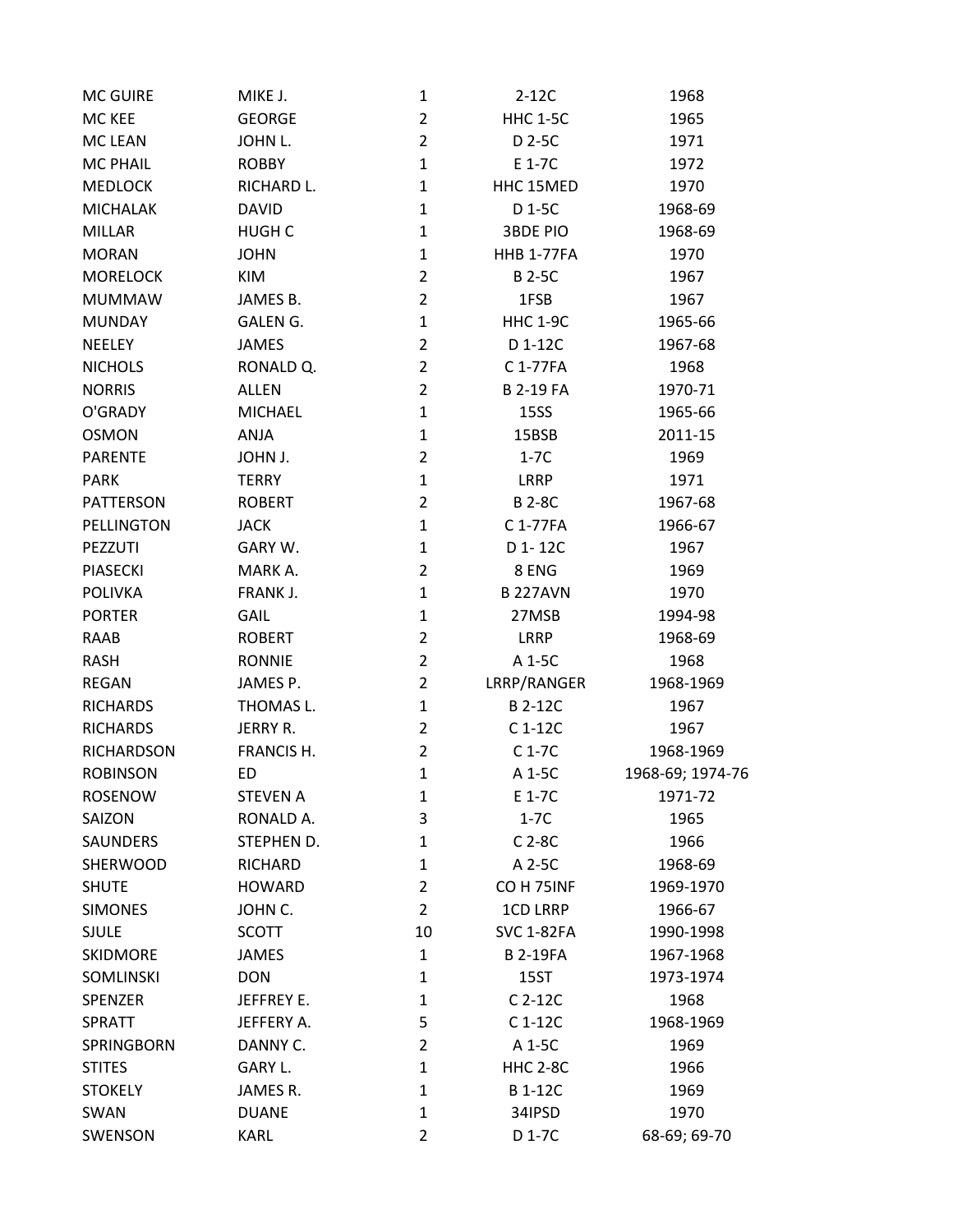| | | | | |
|---|---|---|---|---|
| MC GUIRE | MIKE J. | 1 | 2-12C | 1968 |
| MC KEE | GEORGE | 2 | HHC 1-5C | 1965 |
| MC LEAN | JOHN L. | 2 | D 2-5C | 1971 |
| MC PHAIL | ROBBY | 1 | E 1-7C | 1972 |
| MEDLOCK | RICHARD L. | 1 | HHC 15MED | 1970 |
| MICHALAK | DAVID | 1 | D 1-5C | 1968-69 |
| MILLAR | HUGH C | 1 | 3BDE PIO | 1968-69 |
| MORAN | JOHN | 1 | HHB 1-77FA | 1970 |
| MORELOCK | KIM | 2 | B 2-5C | 1967 |
| MUMMAW | JAMES B. | 2 | 1FSB | 1967 |
| MUNDAY | GALEN G. | 1 | HHC 1-9C | 1965-66 |
| NEELEY | JAMES | 2 | D 1-12C | 1967-68 |
| NICHOLS | RONALD Q. | 2 | C 1-77FA | 1968 |
| NORRIS | ALLEN | 2 | B 2-19 FA | 1970-71 |
| O'GRADY | MICHAEL | 1 | 15SS | 1965-66 |
| OSMON | ANJA | 1 | 15BSB | 2011-15 |
| PARENTE | JOHN J. | 2 | 1-7C | 1969 |
| PARK | TERRY | 1 | LRRP | 1971 |
| PATTERSON | ROBERT | 2 | B 2-8C | 1967-68 |
| PELLINGTON | JACK | 1 | C 1-77FA | 1966-67 |
| PEZZUTI | GARY W. | 1 | D 1- 12C | 1967 |
| PIASECKI | MARK A. | 2 | 8 ENG | 1969 |
| POLIVKA | FRANK J. | 1 | B 227AVN | 1970 |
| PORTER | GAIL | 1 | 27MSB | 1994-98 |
| RAAB | ROBERT | 2 | LRRP | 1968-69 |
| RASH | RONNIE | 2 | A 1-5C | 1968 |
| REGAN | JAMES P. | 2 | LRRP/RANGER | 1968-1969 |
| RICHARDS | THOMAS L. | 1 | B 2-12C | 1967 |
| RICHARDS | JERRY R. | 2 | C 1-12C | 1967 |
| RICHARDSON | FRANCIS H. | 2 | C 1-7C | 1968-1969 |
| ROBINSON | ED | 1 | A 1-5C | 1968-69; 1974-76 |
| ROSENOW | STEVEN A | 1 | E 1-7C | 1971-72 |
| SAIZON | RONALD A. | 3 | 1-7C | 1965 |
| SAUNDERS | STEPHEN D. | 1 | C 2-8C | 1966 |
| SHERWOOD | RICHARD | 1 | A 2-5C | 1968-69 |
| SHUTE | HOWARD | 2 | CO H 75INF | 1969-1970 |
| SIMONES | JOHN C. | 2 | 1CD LRRP | 1966-67 |
| SJULE | SCOTT | 10 | SVC 1-82FA | 1990-1998 |
| SKIDMORE | JAMES | 1 | B 2-19FA | 1967-1968 |
| SOMLINSKI | DON | 1 | 15ST | 1973-1974 |
| SPENZER | JEFFREY E. | 1 | C 2-12C | 1968 |
| SPRATT | JEFFERY A. | 5 | C 1-12C | 1968-1969 |
| SPRINGBORN | DANNY C. | 2 | A 1-5C | 1969 |
| STITES | GARY L. | 1 | HHC 2-8C | 1966 |
| STOKELY | JAMES R. | 1 | B 1-12C | 1969 |
| SWAN | DUANE | 1 | 34IPSD | 1970 |
| SWENSON | KARL | 2 | D 1-7C | 68-69; 69-70 |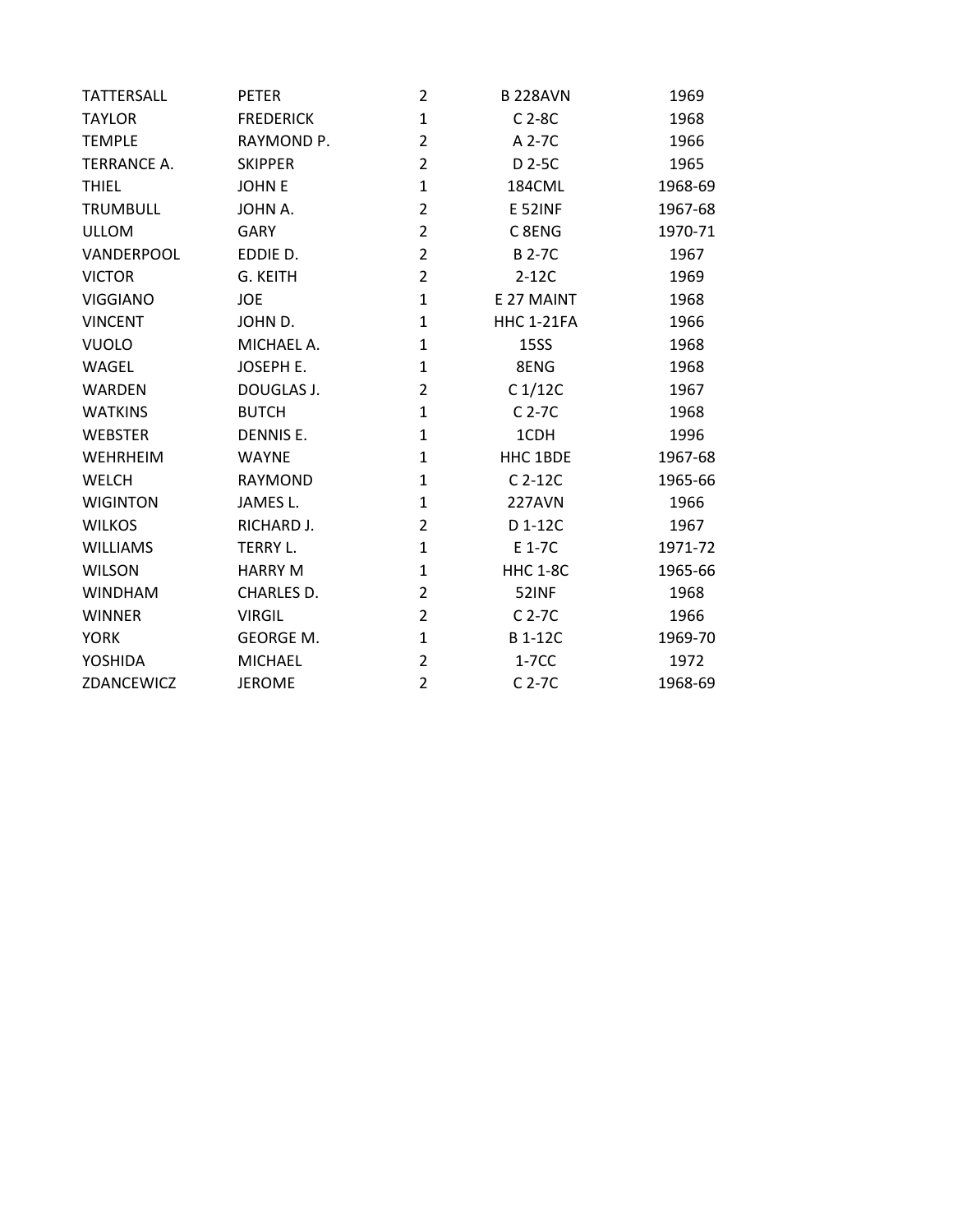| | | | | |
|---|---|---|---|---|
| TATTERSALL | PETER | 2 | B 228AVN | 1969 |
| TAYLOR | FREDERICK | 1 | C 2-8C | 1968 |
| TEMPLE | RAYMOND P. | 2 | A 2-7C | 1966 |
| TERRANCE A. | SKIPPER | 2 | D 2-5C | 1965 |
| THIEL | JOHN E | 1 | 184CML | 1968-69 |
| TRUMBULL | JOHN A. | 2 | E 52INF | 1967-68 |
| ULLOM | GARY | 2 | C 8ENG | 1970-71 |
| VANDERPOOL | EDDIE D. | 2 | B 2-7C | 1967 |
| VICTOR | G. KEITH | 2 | 2-12C | 1969 |
| VIGGIANO | JOE | 1 | E 27 MAINT | 1968 |
| VINCENT | JOHN D. | 1 | HHC 1-21FA | 1966 |
| VUOLO | MICHAEL A. | 1 | 15SS | 1968 |
| WAGEL | JOSEPH E. | 1 | 8ENG | 1968 |
| WARDEN | DOUGLAS J. | 2 | C 1/12C | 1967 |
| WATKINS | BUTCH | 1 | C 2-7C | 1968 |
| WEBSTER | DENNIS E. | 1 | 1CDH | 1996 |
| WEHRHEIM | WAYNE | 1 | HHC 1BDE | 1967-68 |
| WELCH | RAYMOND | 1 | C 2-12C | 1965-66 |
| WIGINTON | JAMES L. | 1 | 227AVN | 1966 |
| WILKOS | RICHARD J. | 2 | D 1-12C | 1967 |
| WILLIAMS | TERRY L. | 1 | E 1-7C | 1971-72 |
| WILSON | HARRY M | 1 | HHC 1-8C | 1965-66 |
| WINDHAM | CHARLES D. | 2 | 52INF | 1968 |
| WINNER | VIRGIL | 2 | C 2-7C | 1966 |
| YORK | GEORGE M. | 1 | B 1-12C | 1969-70 |
| YOSHIDA | MICHAEL | 2 | 1-7CC | 1972 |
| ZDANCEWICZ | JEROME | 2 | C 2-7C | 1968-69 |